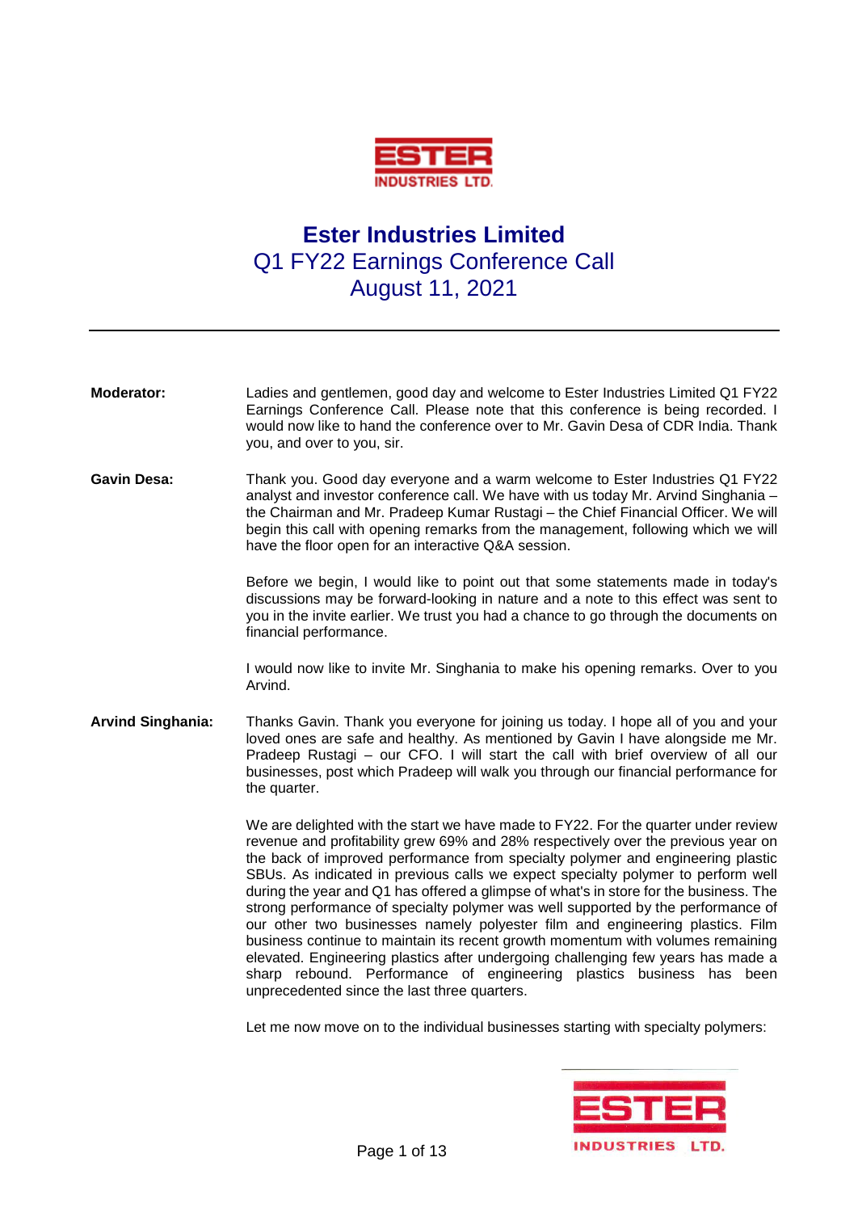# Ester Industries Limited

## Q1 FY22 Earnings Conference Call
## August 11, 2021

---

**Moderator:** Ladies and gentlemen, good day and welcome to Ester Industries Limited Q1 FY22 Earnings Conference Call. Please note that this conference is being recorded. I would now like to hand the conference over to Mr. Gavin Desa of CDR India. Thank you, and over to you, sir.

**Gavin Desa:** Thank you. Good day everyone and a warm welcome to Ester Industries Q1 FY22 analyst and investor conference call. We have with us today Mr. Arvind Singhania – the Chairman and Mr. Pradeep Kumar Rustagi – the Chief Financial Officer. We will begin this call with opening remarks from the management, following which we will have the floor open for an interactive Q&A session.

Before we begin, I would like to point out that some statements made in today's discussions may be forward-looking in nature and a note to this effect was sent to you in the invite earlier. We trust you had a chance to go through the documents on financial performance.

I would now like to invite Mr. Singhania to make his opening remarks. Over to you Arvind.

**Arvind Singhania:** Thanks Gavin. Thank you everyone for joining us today. I hope all of you and your loved ones are safe and healthy. As mentioned by Gavin I have alongside me Mr. Pradeep Rustagi – our CFO. I will start the call with brief overview of all our businesses, post which Pradeep will walk you through our financial performance for the quarter.

We are delighted with the start we have made to FY22. For the quarter under review revenue and profitability grew 69% and 28% respectively over the previous year on the back of improved performance from specialty polymer and engineering plastic SBUs. As indicated in previous calls we expect specialty polymer to perform well during the year and Q1 has offered a glimpse of what's in store for the business. The strong performance of specialty polymer was well supported by the performance of our other two businesses namely polyester film and engineering plastics. Film business continue to maintain its recent growth momentum with volumes remaining elevated. Engineering plastics after undergoing challenging few years has made a sharp rebound. Performance of engineering plastics business has been unprecedented since the last three quarters.

Let me now move on to the individual businesses starting with specialty polymers: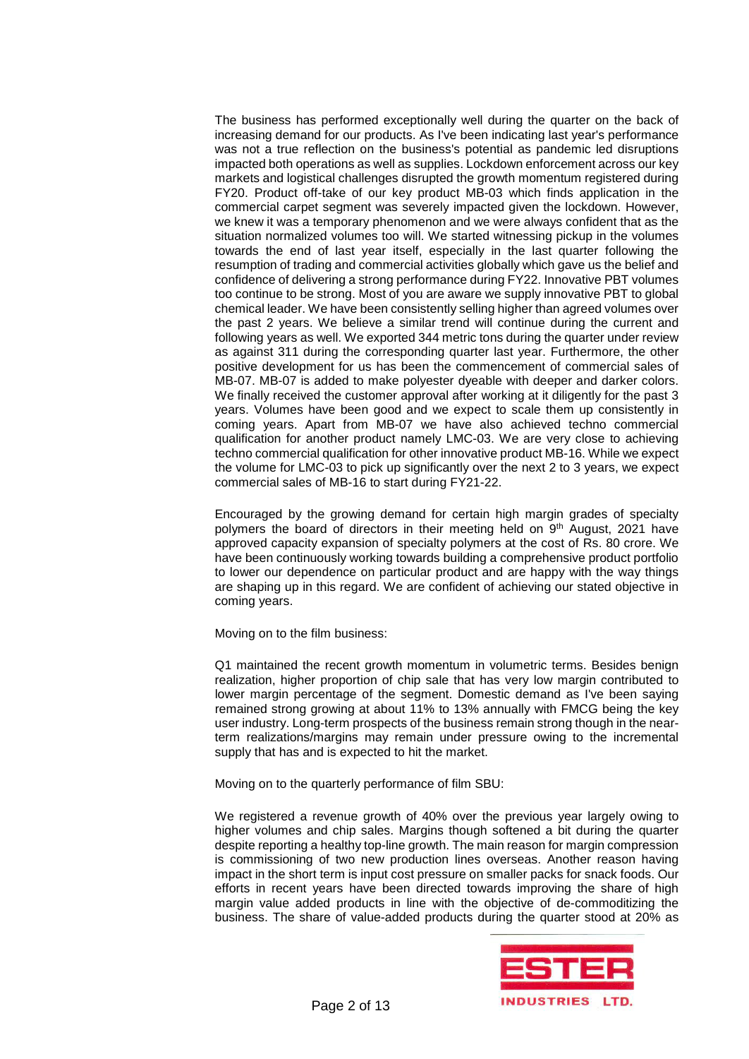The business has performed exceptionally well during the quarter on the back of increasing demand for our products. As I've been indicating last year's performance was not a true reflection on the business's potential as pandemic led disruptions impacted both operations as well as supplies. Lockdown enforcement across our key markets and logistical challenges disrupted the growth momentum registered during FY20. Product off-take of our key product MB-03 which finds application in the commercial carpet segment was severely impacted given the lockdown. However, we knew it was a temporary phenomenon and we were always confident that as the situation normalized volumes too will. We started witnessing pickup in the volumes towards the end of last year itself, especially in the last quarter following the resumption of trading and commercial activities globally which gave us the belief and confidence of delivering a strong performance during FY22. Innovative PBT volumes too continue to be strong. Most of you are aware we supply innovative PBT to global chemical leader. We have been consistently selling higher than agreed volumes over the past 2 years. We believe a similar trend will continue during the current and following years as well. We exported 344 metric tons during the quarter under review as against 311 during the corresponding quarter last year. Furthermore, the other positive development for us has been the commencement of commercial sales of MB-07. MB-07 is added to make polyester dyeable with deeper and darker colors. We finally received the customer approval after working at it diligently for the past 3 years. Volumes have been good and we expect to scale them up consistently in coming years. Apart from MB-07 we have also achieved techno commercial qualification for another product namely LMC-03. We are very close to achieving techno commercial qualification for other innovative product MB-16. While we expect the volume for LMC-03 to pick up significantly over the next 2 to 3 years, we expect commercial sales of MB-16 to start during FY21-22.

Encouraged by the growing demand for certain high margin grades of specialty polymers the board of directors in their meeting held on 9th August, 2021 have approved capacity expansion of specialty polymers at the cost of Rs. 80 crore. We have been continuously working towards building a comprehensive product portfolio to lower our dependence on particular product and are happy with the way things are shaping up in this regard. We are confident of achieving our stated objective in coming years.

Moving on to the film business:

Q1 maintained the recent growth momentum in volumetric terms. Besides benign realization, higher proportion of chip sale that has very low margin contributed to lower margin percentage of the segment. Domestic demand as I've been saying remained strong growing at about 11% to 13% annually with FMCG being the key user industry. Long-term prospects of the business remain strong though in the near-term realizations/margins may remain under pressure owing to the incremental supply that has and is expected to hit the market.

Moving on to the quarterly performance of film SBU:

We registered a revenue growth of 40% over the previous year largely owing to higher volumes and chip sales. Margins though softened a bit during the quarter despite reporting a healthy top-line growth. The main reason for margin compression is commissioning of two new production lines overseas. Another reason having impact in the short term is input cost pressure on smaller packs for snack foods. Our efforts in recent years have been directed towards improving the share of high margin value added products in line with the objective of de-commoditizing the business. The share of value-added products during the quarter stood at 20% as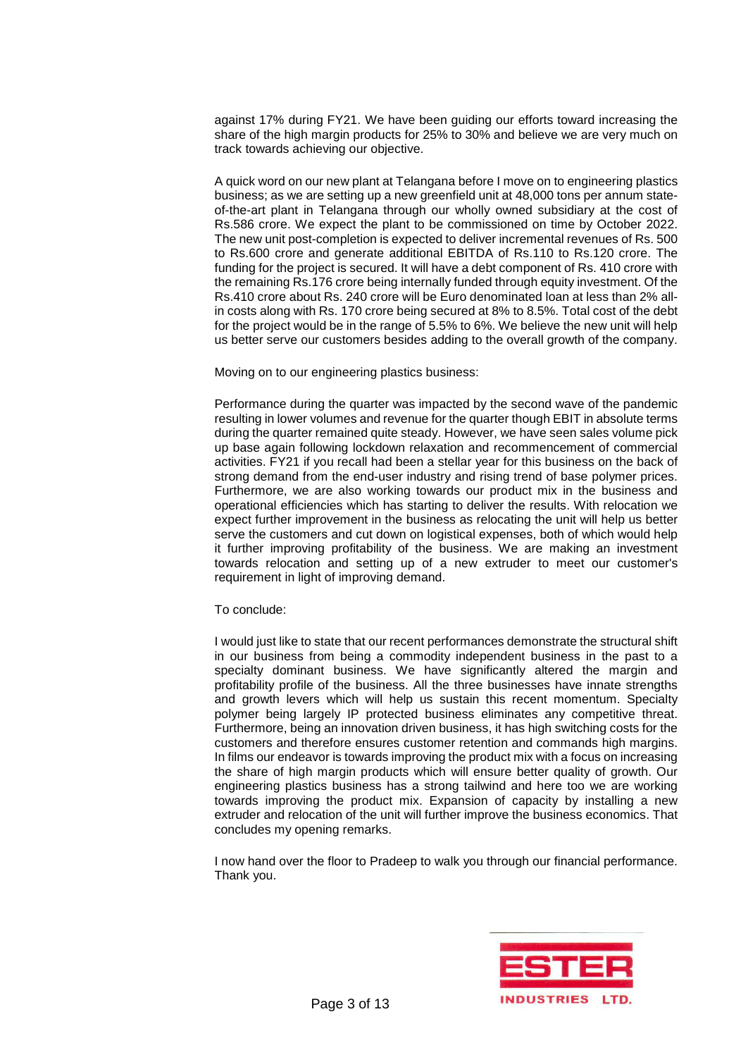against 17% during FY21. We have been guiding our efforts toward increasing the share of the high margin products for 25% to 30% and believe we are very much on track towards achieving our objective.

A quick word on our new plant at Telangana before I move on to engineering plastics business; as we are setting up a new greenfield unit at 48,000 tons per annum state-of-the-art plant in Telangana through our wholly owned subsidiary at the cost of Rs.586 crore. We expect the plant to be commissioned on time by October 2022. The new unit post-completion is expected to deliver incremental revenues of Rs. 500 to Rs.600 crore and generate additional EBITDA of Rs.110 to Rs.120 crore. The funding for the project is secured. It will have a debt component of Rs. 410 crore with the remaining Rs.176 crore being internally funded through equity investment. Of the Rs.410 crore about Rs. 240 crore will be Euro denominated loan at less than 2% all-in costs along with Rs. 170 crore being secured at 8% to 8.5%. Total cost of the debt for the project would be in the range of 5.5% to 6%. We believe the new unit will help us better serve our customers besides adding to the overall growth of the company.

Moving on to our engineering plastics business:

Performance during the quarter was impacted by the second wave of the pandemic resulting in lower volumes and revenue for the quarter though EBIT in absolute terms during the quarter remained quite steady. However, we have seen sales volume pick up base again following lockdown relaxation and recommencement of commercial activities. FY21 if you recall had been a stellar year for this business on the back of strong demand from the end-user industry and rising trend of base polymer prices. Furthermore, we are also working towards our product mix in the business and operational efficiencies which has starting to deliver the results. With relocation we expect further improvement in the business as relocating the unit will help us better serve the customers and cut down on logistical expenses, both of which would help it further improving profitability of the business. We are making an investment towards relocation and setting up of a new extruder to meet our customer's requirement in light of improving demand.

To conclude:

I would just like to state that our recent performances demonstrate the structural shift in our business from being a commodity independent business in the past to a specialty dominant business. We have significantly altered the margin and profitability profile of the business. All the three businesses have innate strengths and growth levers which will help us sustain this recent momentum. Specialty polymer being largely IP protected business eliminates any competitive threat. Furthermore, being an innovation driven business, it has high switching costs for the customers and therefore ensures customer retention and commands high margins. In films our endeavor is towards improving the product mix with a focus on increasing the share of high margin products which will ensure better quality of growth. Our engineering plastics business has a strong tailwind and here too we are working towards improving the product mix. Expansion of capacity by installing a new extruder and relocation of the unit will further improve the business economics. That concludes my opening remarks.

I now hand over the floor to Pradeep to walk you through our financial performance. Thank you.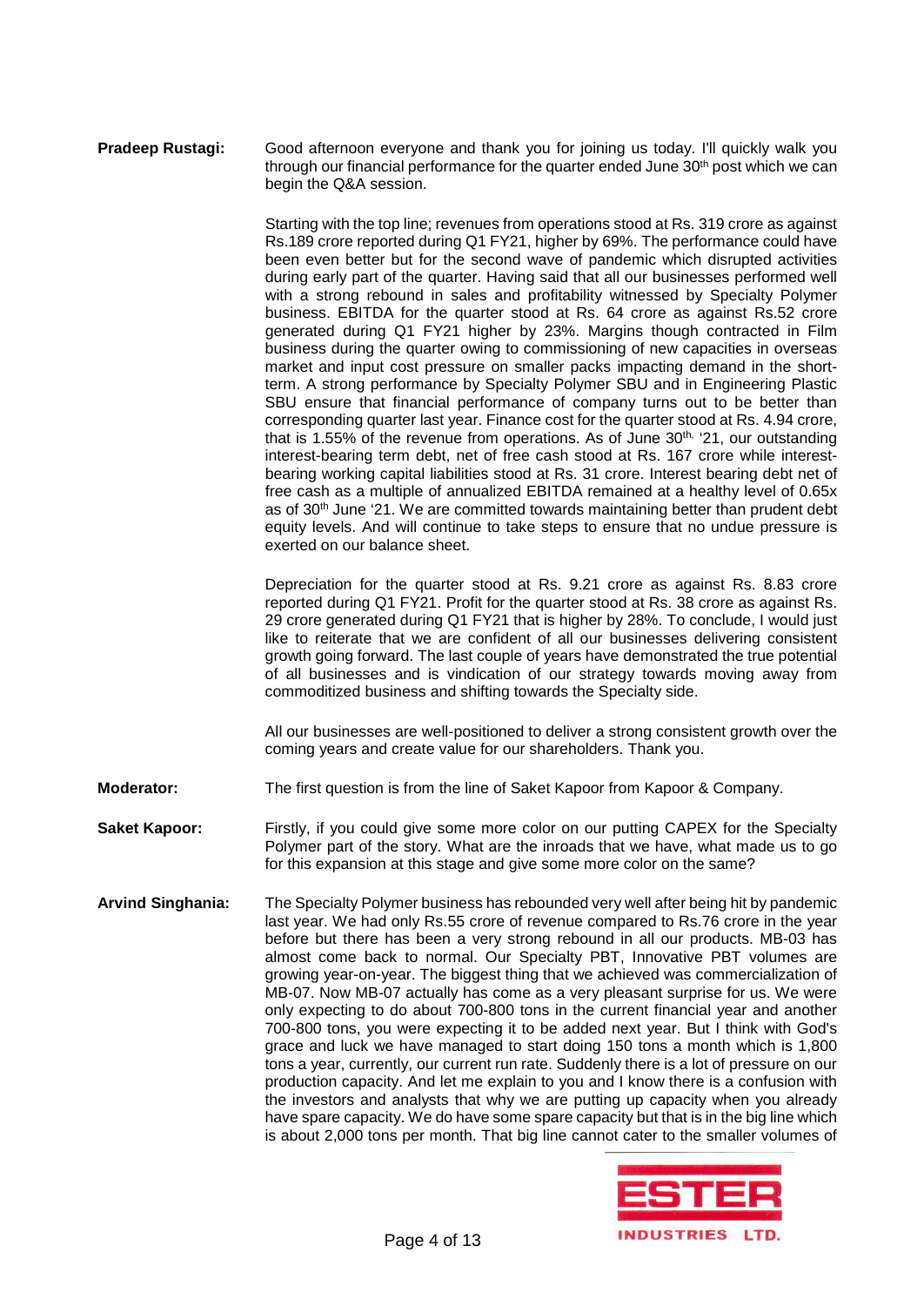**Pradeep Rustagi:** Good afternoon everyone and thank you for joining us today. I'll quickly walk you through our financial performance for the quarter ended June 30th post which we can begin the Q&A session.

Starting with the top line; revenues from operations stood at Rs. 319 crore as against Rs.189 crore reported during Q1 FY21, higher by 69%. The performance could have been even better but for the second wave of pandemic which disrupted activities during early part of the quarter. Having said that all our businesses performed well with a strong rebound in sales and profitability witnessed by Specialty Polymer business. EBITDA for the quarter stood at Rs. 64 crore as against Rs.52 crore generated during Q1 FY21 higher by 23%. Margins though contracted in Film business during the quarter owing to commissioning of new capacities in overseas market and input cost pressure on smaller packs impacting demand in the short-term. A strong performance by Specialty Polymer SBU and in Engineering Plastic SBU ensure that financial performance of company turns out to be better than corresponding quarter last year. Finance cost for the quarter stood at Rs. 4.94 crore, that is 1.55% of the revenue from operations. As of June 30th, '21, our outstanding interest-bearing term debt, net of free cash stood at Rs. 167 crore while interest-bearing working capital liabilities stood at Rs. 31 crore. Interest bearing debt net of free cash as a multiple of annualized EBITDA remained at a healthy level of 0.65x as of 30th June '21. We are committed towards maintaining better than prudent debt equity levels. And will continue to take steps to ensure that no undue pressure is exerted on our balance sheet.

Depreciation for the quarter stood at Rs. 9.21 crore as against Rs. 8.83 crore reported during Q1 FY21. Profit for the quarter stood at Rs. 38 crore as against Rs. 29 crore generated during Q1 FY21 that is higher by 28%. To conclude, I would just like to reiterate that we are confident of all our businesses delivering consistent growth going forward. The last couple of years have demonstrated the true potential of all businesses and is vindication of our strategy towards moving away from commoditized business and shifting towards the Specialty side.

All our businesses are well-positioned to deliver a strong consistent growth over the coming years and create value for our shareholders. Thank you.

**Moderator:** The first question is from the line of Saket Kapoor from Kapoor & Company.

**Saket Kapoor:** Firstly, if you could give some more color on our putting CAPEX for the Specialty Polymer part of the story. What are the inroads that we have, what made us to go for this expansion at this stage and give some more color on the same?

**Arvind Singhania:** The Specialty Polymer business has rebounded very well after being hit by pandemic last year. We had only Rs.55 crore of revenue compared to Rs.76 crore in the year before but there has been a very strong rebound in all our products. MB-03 has almost come back to normal. Our Specialty PBT, Innovative PBT volumes are growing year-on-year. The biggest thing that we achieved was commercialization of MB-07. Now MB-07 actually has come as a very pleasant surprise for us. We were only expecting to do about 700-800 tons in the current financial year and another 700-800 tons, you were expecting it to be added next year. But I think with God's grace and luck we have managed to start doing 150 tons a month which is 1,800 tons a year, currently, our current run rate. Suddenly there is a lot of pressure on our production capacity. And let me explain to you and I know there is a confusion with the investors and analysts that why we are putting up capacity when you already have spare capacity. We do have some spare capacity but that is in the big line which is about 2,000 tons per month. That big line cannot cater to the smaller volumes of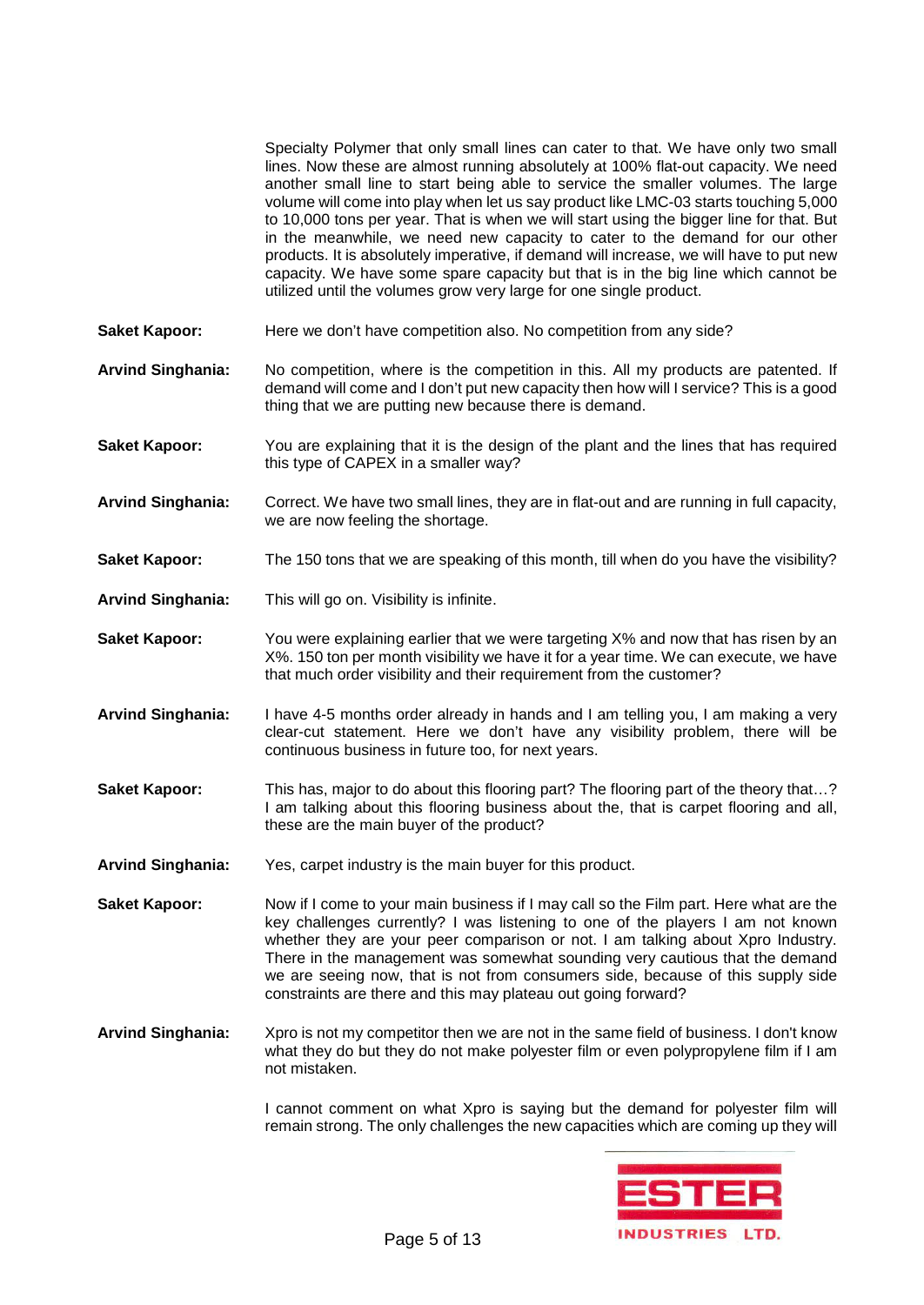Specialty Polymer that only small lines can cater to that. We have only two small lines. Now these are almost running absolutely at 100% flat-out capacity. We need another small line to start being able to service the smaller volumes. The large volume will come into play when let us say product like LMC-03 starts touching 5,000 to 10,000 tons per year. That is when we will start using the bigger line for that. But in the meanwhile, we need new capacity to cater to the demand for our other products. It is absolutely imperative, if demand will increase, we will have to put new capacity. We have some spare capacity but that is in the big line which cannot be utilized until the volumes grow very large for one single product.

**Saket Kapoor:** Here we don't have competition also. No competition from any side?

**Arvind Singhania:** No competition, where is the competition in this. All my products are patented. If demand will come and I don't put new capacity then how will I service? This is a good thing that we are putting new because there is demand.

**Saket Kapoor:** You are explaining that it is the design of the plant and the lines that has required this type of CAPEX in a smaller way?

**Arvind Singhania:** Correct. We have two small lines, they are in flat-out and are running in full capacity, we are now feeling the shortage.

**Saket Kapoor:** The 150 tons that we are speaking of this month, till when do you have the visibility?

**Arvind Singhania:** This will go on. Visibility is infinite.

**Saket Kapoor:** You were explaining earlier that we were targeting X% and now that has risen by an X%. 150 ton per month visibility we have it for a year time. We can execute, we have that much order visibility and their requirement from the customer?

**Arvind Singhania:** I have 4-5 months order already in hands and I am telling you, I am making a very clear-cut statement. Here we don't have any visibility problem, there will be continuous business in future too, for next years.

**Saket Kapoor:** This has, major to do about this flooring part? The flooring part of the theory that…? I am talking about this flooring business about the, that is carpet flooring and all, these are the main buyer of the product?

**Arvind Singhania:** Yes, carpet industry is the main buyer for this product.

**Saket Kapoor:** Now if I come to your main business if I may call so the Film part. Here what are the key challenges currently? I was listening to one of the players I am not known whether they are your peer comparison or not. I am talking about Xpro Industry. There in the management was somewhat sounding very cautious that the demand we are seeing now, that is not from consumers side, because of this supply side constraints are there and this may plateau out going forward?

**Arvind Singhania:** Xpro is not my competitor then we are not in the same field of business. I don't know what they do but they do not make polyester film or even polypropylene film if I am not mistaken.

I cannot comment on what Xpro is saying but the demand for polyester film will remain strong. The only challenges the new capacities which are coming up they will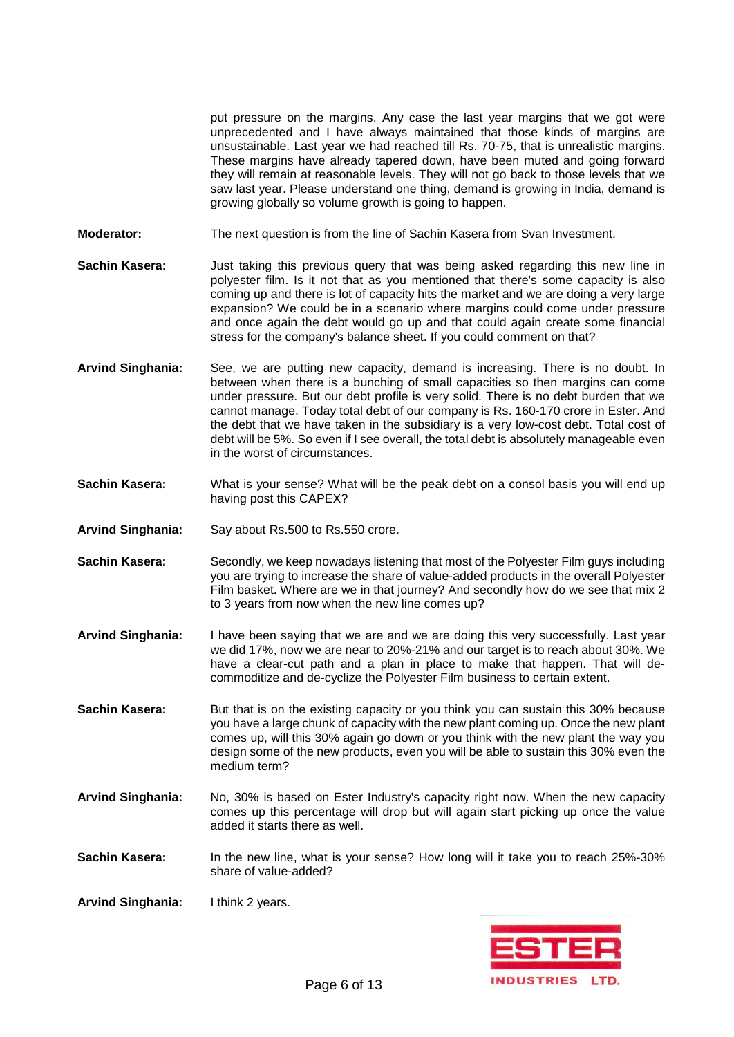put pressure on the margins. Any case the last year margins that we got were unprecedented and I have always maintained that those kinds of margins are unsustainable. Last year we had reached till Rs. 70-75, that is unrealistic margins. These margins have already tapered down, have been muted and going forward they will remain at reasonable levels. They will not go back to those levels that we saw last year. Please understand one thing, demand is growing in India, demand is growing globally so volume growth is going to happen.

**Moderator:** The next question is from the line of Sachin Kasera from Svan Investment.

**Sachin Kasera:** Just taking this previous query that was being asked regarding this new line in polyester film. Is it not that as you mentioned that there's some capacity is also coming up and there is lot of capacity hits the market and we are doing a very large expansion? We could be in a scenario where margins could come under pressure and once again the debt would go up and that could again create some financial stress for the company's balance sheet. If you could comment on that?

**Arvind Singhania:** See, we are putting new capacity, demand is increasing. There is no doubt. In between when there is a bunching of small capacities so then margins can come under pressure. But our debt profile is very solid. There is no debt burden that we cannot manage. Today total debt of our company is Rs. 160-170 crore in Ester. And the debt that we have taken in the subsidiary is a very low-cost debt. Total cost of debt will be 5%. So even if I see overall, the total debt is absolutely manageable even in the worst of circumstances.

**Sachin Kasera:** What is your sense? What will be the peak debt on a consol basis you will end up having post this CAPEX?

**Arvind Singhania:** Say about Rs.500 to Rs.550 crore.

**Sachin Kasera:** Secondly, we keep nowadays listening that most of the Polyester Film guys including you are trying to increase the share of value-added products in the overall Polyester Film basket. Where are we in that journey? And secondly how do we see that mix 2 to 3 years from now when the new line comes up?

**Arvind Singhania:** I have been saying that we are and we are doing this very successfully. Last year we did 17%, now we are near to 20%-21% and our target is to reach about 30%. We have a clear-cut path and a plan in place to make that happen. That will de-commoditize and de-cyclize the Polyester Film business to certain extent.

**Sachin Kasera:** But that is on the existing capacity or you think you can sustain this 30% because you have a large chunk of capacity with the new plant coming up. Once the new plant comes up, will this 30% again go down or you think with the new plant the way you design some of the new products, even you will be able to sustain this 30% even the medium term?

**Arvind Singhania:** No, 30% is based on Ester Industry's capacity right now. When the new capacity comes up this percentage will drop but will again start picking up once the value added it starts there as well.

**Sachin Kasera:** In the new line, what is your sense? How long will it take you to reach 25%-30% share of value-added?

**Arvind Singhania:** I think 2 years.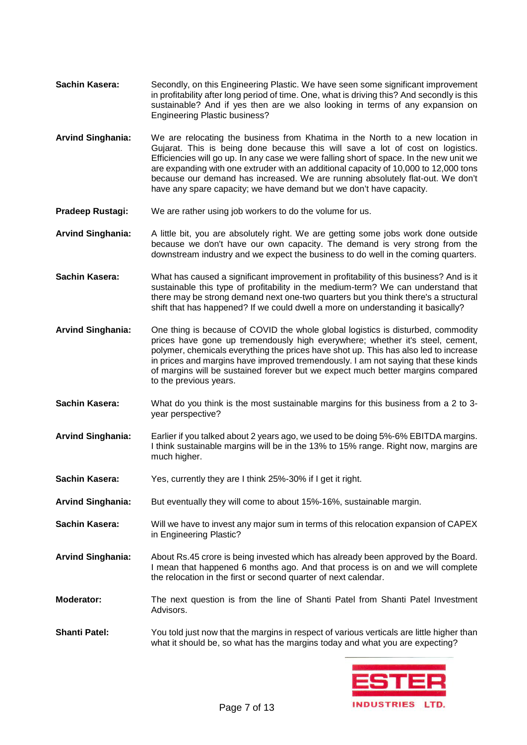**Sachin Kasera:** Secondly, on this Engineering Plastic. We have seen some significant improvement in profitability after long period of time. One, what is driving this? And secondly is this sustainable? And if yes then are we also looking in terms of any expansion on Engineering Plastic business?

**Arvind Singhania:** We are relocating the business from Khatima in the North to a new location in Gujarat. This is being done because this will save a lot of cost on logistics. Efficiencies will go up. In any case we were falling short of space. In the new unit we are expanding with one extruder with an additional capacity of 10,000 to 12,000 tons because our demand has increased. We are running absolutely flat-out. We don't have any spare capacity; we have demand but we don't have capacity.

**Pradeep Rustagi:** We are rather using job workers to do the volume for us.

**Arvind Singhania:** A little bit, you are absolutely right. We are getting some jobs work done outside because we don't have our own capacity. The demand is very strong from the downstream industry and we expect the business to do well in the coming quarters.

**Sachin Kasera:** What has caused a significant improvement in profitability of this business? And is it sustainable this type of profitability in the medium-term? We can understand that there may be strong demand next one-two quarters but you think there's a structural shift that has happened? If we could dwell a more on understanding it basically?

**Arvind Singhania:** One thing is because of COVID the whole global logistics is disturbed, commodity prices have gone up tremendously high everywhere; whether it's steel, cement, polymer, chemicals everything the prices have shot up. This has also led to increase in prices and margins have improved tremendously. I am not saying that these kinds of margins will be sustained forever but we expect much better margins compared to the previous years.

**Sachin Kasera:** What do you think is the most sustainable margins for this business from a 2 to 3-year perspective?

**Arvind Singhania:** Earlier if you talked about 2 years ago, we used to be doing 5%-6% EBITDA margins. I think sustainable margins will be in the 13% to 15% range. Right now, margins are much higher.

**Sachin Kasera:** Yes, currently they are I think 25%-30% if I get it right.

**Arvind Singhania:** But eventually they will come to about 15%-16%, sustainable margin.

**Sachin Kasera:** Will we have to invest any major sum in terms of this relocation expansion of CAPEX in Engineering Plastic?

**Arvind Singhania:** About Rs.45 crore is being invested which has already been approved by the Board. I mean that happened 6 months ago. And that process is on and we will complete the relocation in the first or second quarter of next calendar.

**Moderator:** The next question is from the line of Shanti Patel from Shanti Patel Investment Advisors.

**Shanti Patel:** You told just now that the margins in respect of various verticals are little higher than what it should be, so what has the margins today and what you are expecting?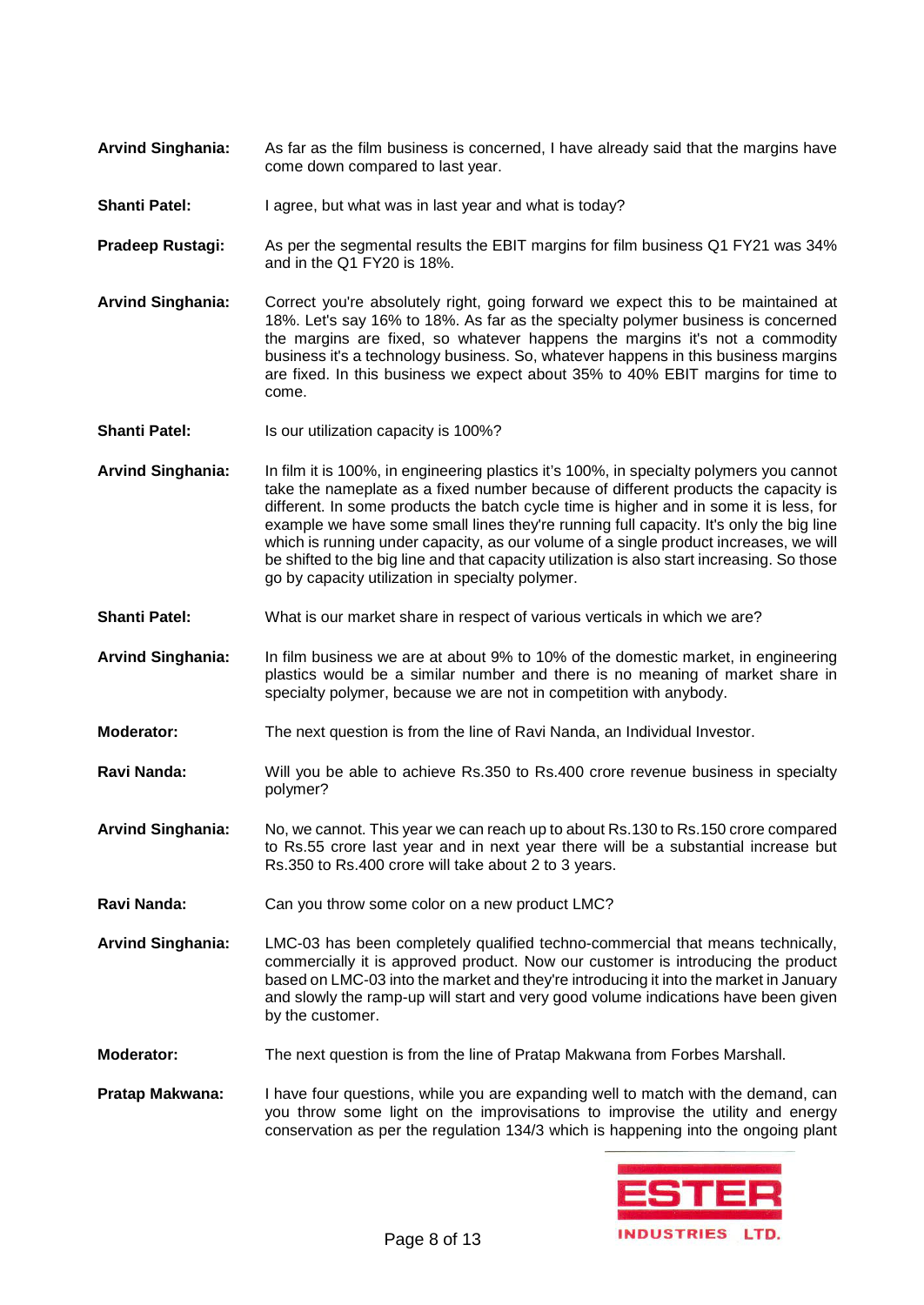**Arvind Singhania:** As far as the film business is concerned, I have already said that the margins have come down compared to last year.

**Shanti Patel:** I agree, but what was in last year and what is today?

**Pradeep Rustagi:** As per the segmental results the EBIT margins for film business Q1 FY21 was 34% and in the Q1 FY20 is 18%.

**Arvind Singhania:** Correct you're absolutely right, going forward we expect this to be maintained at 18%. Let's say 16% to 18%. As far as the specialty polymer business is concerned the margins are fixed, so whatever happens the margins it's not a commodity business it's a technology business. So, whatever happens in this business margins are fixed. In this business we expect about 35% to 40% EBIT margins for time to come.

**Shanti Patel:** Is our utilization capacity is 100%?

**Arvind Singhania:** In film it is 100%, in engineering plastics it's 100%, in specialty polymers you cannot take the nameplate as a fixed number because of different products the capacity is different. In some products the batch cycle time is higher and in some it is less, for example we have some small lines they're running full capacity. It's only the big line which is running under capacity, as our volume of a single product increases, we will be shifted to the big line and that capacity utilization is also start increasing. So those go by capacity utilization in specialty polymer.

**Shanti Patel:** What is our market share in respect of various verticals in which we are?

**Arvind Singhania:** In film business we are at about 9% to 10% of the domestic market, in engineering plastics would be a similar number and there is no meaning of market share in specialty polymer, because we are not in competition with anybody.

**Moderator:** The next question is from the line of Ravi Nanda, an Individual Investor.

**Ravi Nanda:** Will you be able to achieve Rs.350 to Rs.400 crore revenue business in specialty polymer?

**Arvind Singhania:** No, we cannot. This year we can reach up to about Rs.130 to Rs.150 crore compared to Rs.55 crore last year and in next year there will be a substantial increase but Rs.350 to Rs.400 crore will take about 2 to 3 years.

**Ravi Nanda:** Can you throw some color on a new product LMC?

**Arvind Singhania:** LMC-03 has been completely qualified techno-commercial that means technically, commercially it is approved product. Now our customer is introducing the product based on LMC-03 into the market and they're introducing it into the market in January and slowly the ramp-up will start and very good volume indications have been given by the customer.

**Moderator:** The next question is from the line of Pratap Makwana from Forbes Marshall.

**Pratap Makwana:** I have four questions, while you are expanding well to match with the demand, can you throw some light on the improvisations to improve the utility and energy conservation as per the regulation 134/3 which is happening into the ongoing plant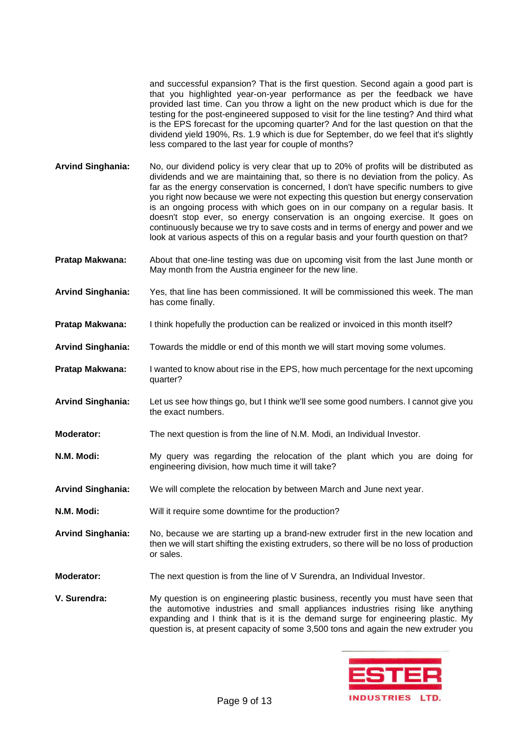and successful expansion? That is the first question. Second again a good part is that you highlighted year-on-year performance as per the feedback we have provided last time. Can you throw a light on the new product which is due for the testing for the post-engineered supposed to visit for the line testing? And third what is the EPS forecast for the upcoming quarter? And for the last question on that the dividend yield 190%, Rs. 1.9 which is due for September, do we feel that it's slightly less compared to the last year for couple of months?

**Arvind Singhania:** No, our dividend policy is very clear that up to 20% of profits will be distributed as dividends and we are maintaining that, so there is no deviation from the policy. As far as the energy conservation is concerned, I don't have specific numbers to give you right now because we were not expecting this question but energy conservation is an ongoing process with which goes on in our company on a regular basis. It doesn't stop ever, so energy conservation is an ongoing exercise. It goes on continuously because we try to save costs and in terms of energy and power and we look at various aspects of this on a regular basis and your fourth question on that?

**Pratap Makwana:** About that one-line testing was due on upcoming visit from the last June month or May month from the Austria engineer for the new line.

**Arvind Singhania:** Yes, that line has been commissioned. It will be commissioned this week. The man has come finally.

**Pratap Makwana:** I think hopefully the production can be realized or invoiced in this month itself?

**Arvind Singhania:** Towards the middle or end of this month we will start moving some volumes.

**Pratap Makwana:** I wanted to know about rise in the EPS, how much percentage for the next upcoming quarter?

**Arvind Singhania:** Let us see how things go, but I think we'll see some good numbers. I cannot give you the exact numbers.

**Moderator:** The next question is from the line of N.M. Modi, an Individual Investor.

**N.M. Modi:** My query was regarding the relocation of the plant which you are doing for engineering division, how much time it will take?

**Arvind Singhania:** We will complete the relocation by between March and June next year.

**N.M. Modi:** Will it require some downtime for the production?

**Arvind Singhania:** No, because we are starting up a brand-new extruder first in the new location and then we will start shifting the existing extruders, so there will be no loss of production or sales.

**Moderator:** The next question is from the line of V Surendra, an Individual Investor.

**V. Surendra:** My question is on engineering plastic business, recently you must have seen that the automotive industries and small appliances industries rising like anything expanding and I think that is it is the demand surge for engineering plastic. My question is, at present capacity of some 3,500 tons and again the new extruder you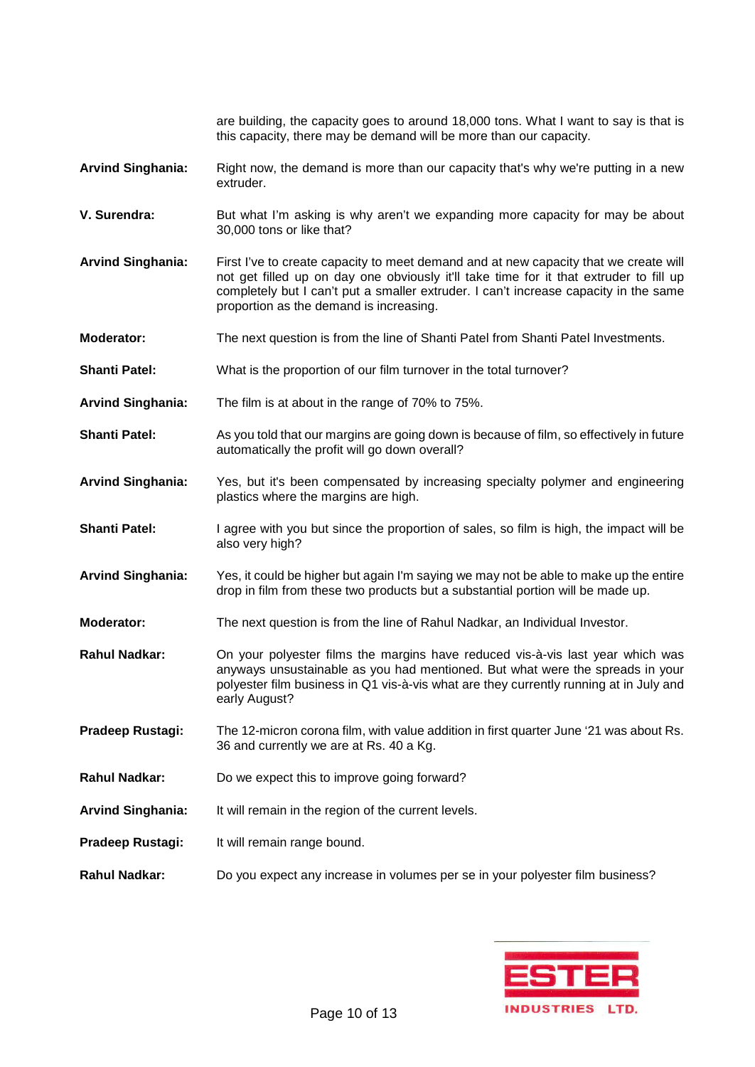are building, the capacity goes to around 18,000 tons. What I want to say is that is this capacity, there may be demand will be more than our capacity.

**Arvind Singhania:** Right now, the demand is more than our capacity that's why we're putting in a new extruder.

**V. Surendra:** But what I'm asking is why aren't we expanding more capacity for may be about 30,000 tons or like that?

**Arvind Singhania:** First I've to create capacity to meet demand and at new capacity that we create will not get filled up on day one obviously it'll take time for it that extruder to fill up completely but I can't put a smaller extruder. I can't increase capacity in the same proportion as the demand is increasing.

**Moderator:** The next question is from the line of Shanti Patel from Shanti Patel Investments.

**Shanti Patel:** What is the proportion of our film turnover in the total turnover?

**Arvind Singhania:** The film is at about in the range of 70% to 75%.

**Shanti Patel:** As you told that our margins are going down is because of film, so effectively in future automatically the profit will go down overall?

**Arvind Singhania:** Yes, but it's been compensated by increasing specialty polymer and engineering plastics where the margins are high.

**Shanti Patel:** I agree with you but since the proportion of sales, so film is high, the impact will be also very high?

**Arvind Singhania:** Yes, it could be higher but again I'm saying we may not be able to make up the entire drop in film from these two products but a substantial portion will be made up.

**Moderator:** The next question is from the line of Rahul Nadkar, an Individual Investor.

**Rahul Nadkar:** On your polyester films the margins have reduced vis-à-vis last year which was anyways unsustainable as you had mentioned. But what were the spreads in your polyester film business in Q1 vis-à-vis what are they currently running at in July and early August?

**Pradeep Rustagi:** The 12-micron corona film, with value addition in first quarter June '21 was about Rs. 36 and currently we are at Rs. 40 a Kg.

**Rahul Nadkar:** Do we expect this to improve going forward?

**Arvind Singhania:** It will remain in the region of the current levels.

**Pradeep Rustagi:** It will remain range bound.

**Rahul Nadkar:** Do you expect any increase in volumes per se in your polyester film business?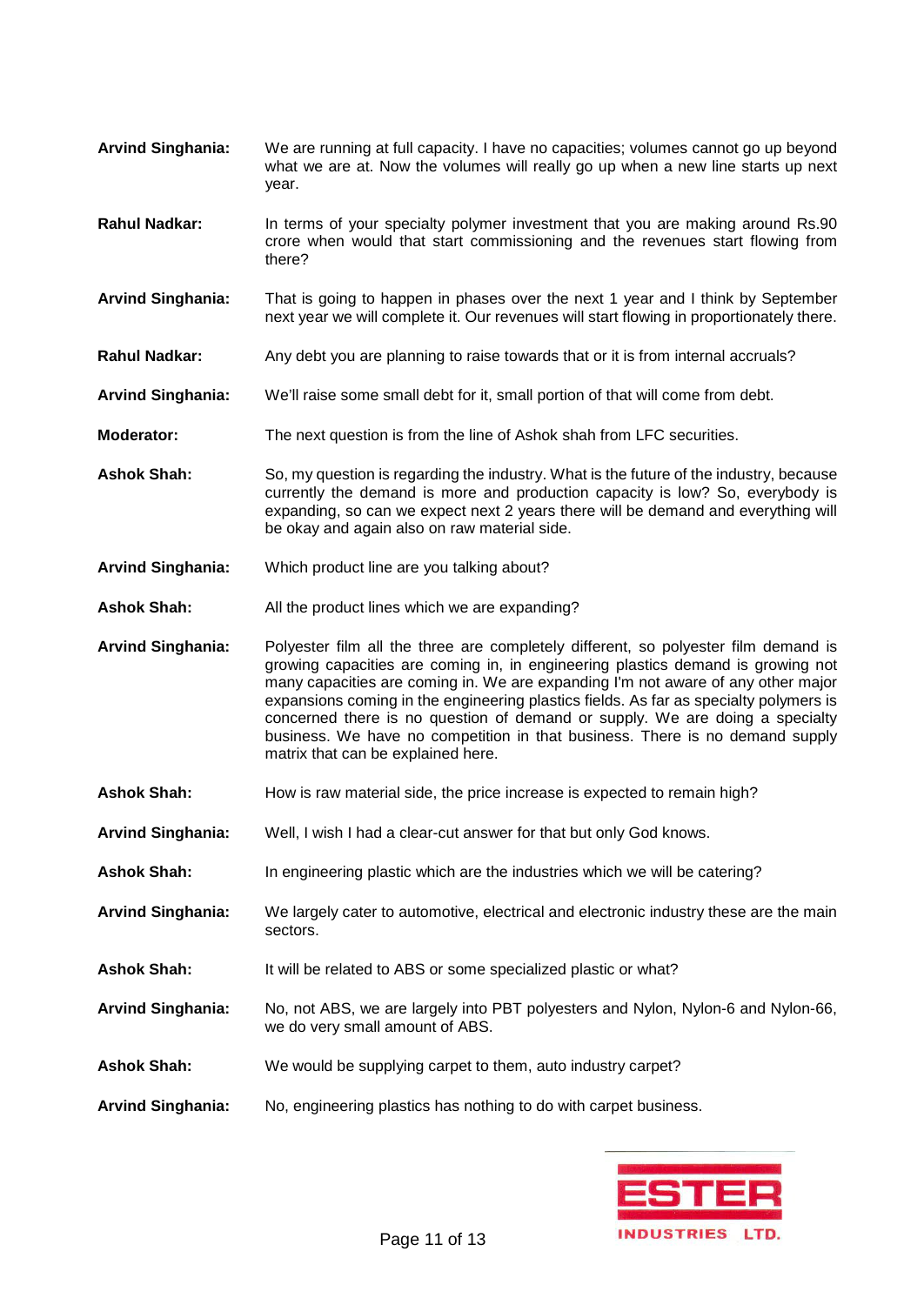**Arvind Singhania:** We are running at full capacity. I have no capacities; volumes cannot go up beyond what we are at. Now the volumes will really go up when a new line starts up next year.

**Rahul Nadkar:** In terms of your specialty polymer investment that you are making around Rs.90 crore when would that start commissioning and the revenues start flowing from there?

**Arvind Singhania:** That is going to happen in phases over the next 1 year and I think by September next year we will complete it. Our revenues will start flowing in proportionately there.

**Rahul Nadkar:** Any debt you are planning to raise towards that or it is from internal accruals?

**Arvind Singhania:** We'll raise some small debt for it, small portion of that will come from debt.

**Moderator:** The next question is from the line of Ashok shah from LFC securities.

**Ashok Shah:** So, my question is regarding the industry. What is the future of the industry, because currently the demand is more and production capacity is low? So, everybody is expanding, so can we expect next 2 years there will be demand and everything will be okay and again also on raw material side.

**Arvind Singhania:** Which product line are you talking about?

**Ashok Shah:** All the product lines which we are expanding?

**Arvind Singhania:** Polyester film all the three are completely different, so polyester film demand is growing capacities are coming in, in engineering plastics demand is growing not many capacities are coming in. We are expanding I'm not aware of any other major expansions coming in the engineering plastics fields. As far as specialty polymers is concerned there is no question of demand or supply. We are doing a specialty business. We have no competition in that business. There is no demand supply matrix that can be explained here.

**Ashok Shah:** How is raw material side, the price increase is expected to remain high?

**Arvind Singhania:** Well, I wish I had a clear-cut answer for that but only God knows.

**Ashok Shah:** In engineering plastic which are the industries which we will be catering?

**Arvind Singhania:** We largely cater to automotive, electrical and electronic industry these are the main sectors.

**Ashok Shah:** It will be related to ABS or some specialized plastic or what?

**Arvind Singhania:** No, not ABS, we are largely into PBT polyesters and Nylon, Nylon-6 and Nylon-66, we do very small amount of ABS.

**Ashok Shah:** We would be supplying carpet to them, auto industry carpet?

**Arvind Singhania:** No, engineering plastics has nothing to do with carpet business.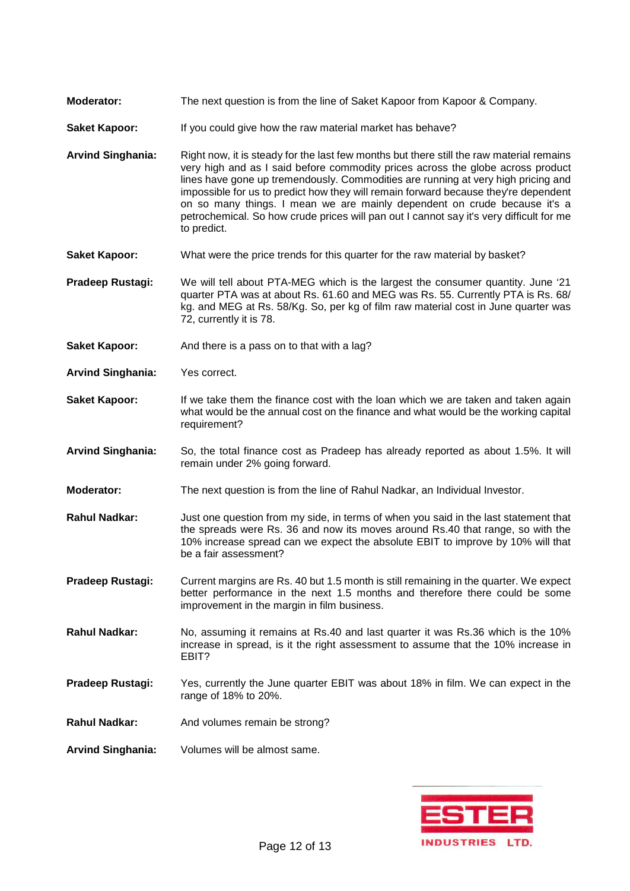**Moderator:** The next question is from the line of Saket Kapoor from Kapoor & Company.

**Saket Kapoor:** If you could give how the raw material market has behave?

**Arvind Singhania:** Right now, it is steady for the last few months but there still the raw material remains very high and as I said before commodity prices across the globe across product lines have gone up tremendously. Commodities are running at very high pricing and impossible for us to predict how they will remain forward because they're dependent on so many things. I mean we are mainly dependent on crude because it's a petrochemical. So how crude prices will pan out I cannot say it's very difficult for me to predict.

**Saket Kapoor:** What were the price trends for this quarter for the raw material by basket?

**Pradeep Rustagi:** We will tell about PTA-MEG which is the largest the consumer quantity. June '21 quarter PTA was at about Rs. 61.60 and MEG was Rs. 55. Currently PTA is Rs. 68/ kg. and MEG at Rs. 58/Kg. So, per kg of film raw material cost in June quarter was 72, currently it is 78.

**Saket Kapoor:** And there is a pass on to that with a lag?

**Arvind Singhania:** Yes correct.

**Saket Kapoor:** If we take them the finance cost with the loan which we are taken and taken again what would be the annual cost on the finance and what would be the working capital requirement?

**Arvind Singhania:** So, the total finance cost as Pradeep has already reported as about 1.5%. It will remain under 2% going forward.

**Moderator:** The next question is from the line of Rahul Nadkar, an Individual Investor.

**Rahul Nadkar:** Just one question from my side, in terms of when you said in the last statement that the spreads were Rs. 36 and now its moves around Rs.40 that range, so with the 10% increase spread can we expect the absolute EBIT to improve by 10% will that be a fair assessment?

**Pradeep Rustagi:** Current margins are Rs. 40 but 1.5 month is still remaining in the quarter. We expect better performance in the next 1.5 months and therefore there could be some improvement in the margin in film business.

**Rahul Nadkar:** No, assuming it remains at Rs.40 and last quarter it was Rs.36 which is the 10% increase in spread, is it the right assessment to assume that the 10% increase in EBIT?

**Pradeep Rustagi:** Yes, currently the June quarter EBIT was about 18% in film. We can expect in the range of 18% to 20%.

**Rahul Nadkar:** And volumes remain be strong?

**Arvind Singhania:** Volumes will be almost same.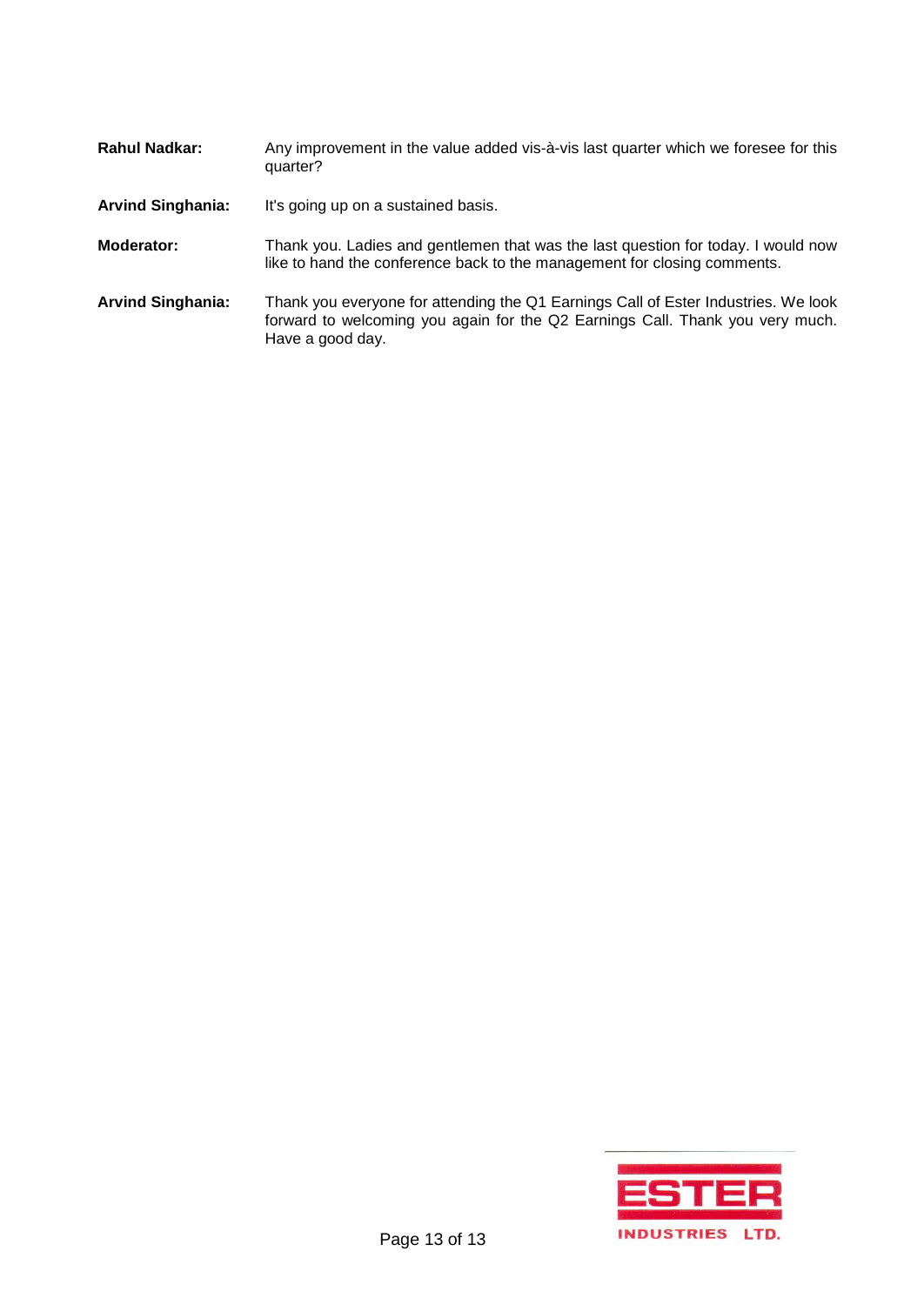**Rahul Nadkar:** Any improvement in the value added vis-à-vis last quarter which we foresee for this quarter?

**Arvind Singhania:** It's going up on a sustained basis.

**Moderator:** Thank you. Ladies and gentlemen that was the last question for today. I would now like to hand the conference back to the management for closing comments.

**Arvind Singhania:** Thank you everyone for attending the Q1 Earnings Call of Ester Industries. We look forward to welcoming you again for the Q2 Earnings Call. Thank you very much. Have a good day.